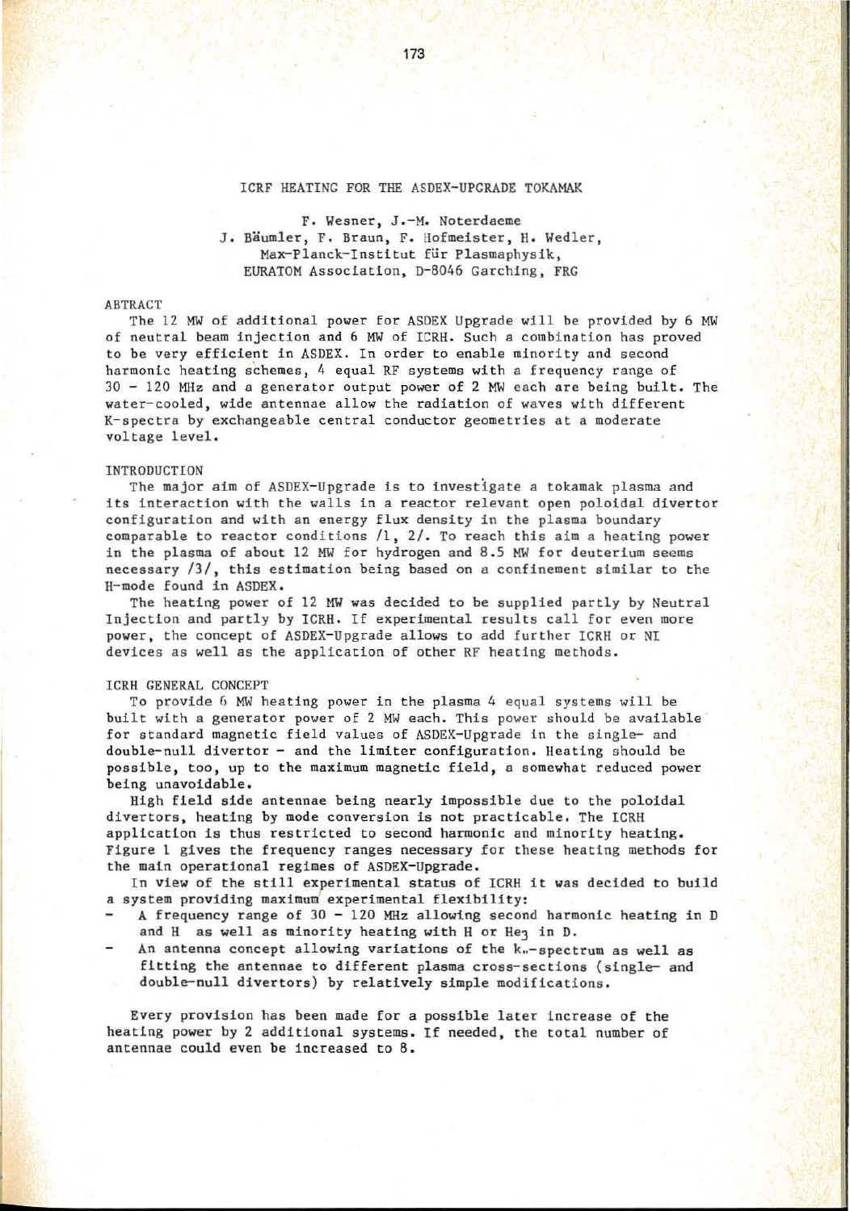# ICRF HEATING FOR THE ASDEX-UPGRADE TOKAMAK

F. Wesner, J.-M. Noterdaeme
J. Bäumler, F. Braun, F. Hofmeister, H. Wedler,
Max-Planck-Institut für Plasmaphysik,
EURATOM Association, D-8046 Garching, FRG

## ABTRACT

The 12 MW of additional power for ASDEX Upgrade will be provided by 6 MW of neutral beam injection and 6 MW of ICRH. Such a combination has proved to be very efficient in ASDEX. In order to enable minority and second harmonic heating schemes, 4 equal RF systems with a frequency range of 30 - 120 MHz and a generator output power of 2 MW each are being built. The water-cooled, wide antennae allow the radiation of waves with different K-spectra by exchangeable central conductor geometries at a moderate voltage level.

## INTRODUCTION

The major aim of ASDEX-Upgrade is to investigate a tokamak plasma and its interaction with the walls in a reactor relevant open poloidal divertor configuration and with an energy flux density in the plasma boundary comparable to reactor conditions /1, 2/. To reach this aim a heating power in the plasma of about 12 MW for hydrogen and 8.5 MW for deuterium seems necessary /3/, this estimation being based on a confinement similar to the H-mode found in ASDEX.

The heating power of 12 MW was decided to be supplied partly by Neutral Injection and partly by ICRH. If experimental results call for even more power, the concept of ASDEX-Upgrade allows to add further ICRH or NI devices as well as the application of other RF heating methods.

## ICRH GENERAL CONCEPT

To provide 6 MW heating power in the plasma 4 equal systems will be built with a generator power of 2 MW each. This power should be available for standard magnetic field values of ASDEX-Upgrade in the single- and double-null divertor - and the limiter configuration. Heating should be possible, too, up to the maximum magnetic field, a somewhat reduced power being unavoidable.

High field side antennae being nearly impossible due to the poloidal divertors, heating by mode conversion is not practicable. The ICRH application is thus restricted to second harmonic and minority heating. Figure 1 gives the frequency ranges necessary for these heating methods for the main operational regimes of ASDEX-Upgrade.

In view of the still experimental status of ICRH it was decided to build a system providing maximum experimental flexibility:

- A frequency range of 30 - 120 MHz allowing second harmonic heating in D and H as well as minority heating with H or $He_3$ in D.
- An antenna concept allowing variations of the $k_{\parallel}$-spectrum as well as fitting the antennae to different plasma cross-sections (single- and double-null divertors) by relatively simple modifications.

Every provision has been made for a possible later increase of the heating power by 2 additional systems. If needed, the total number of antennae could even be increased to 8.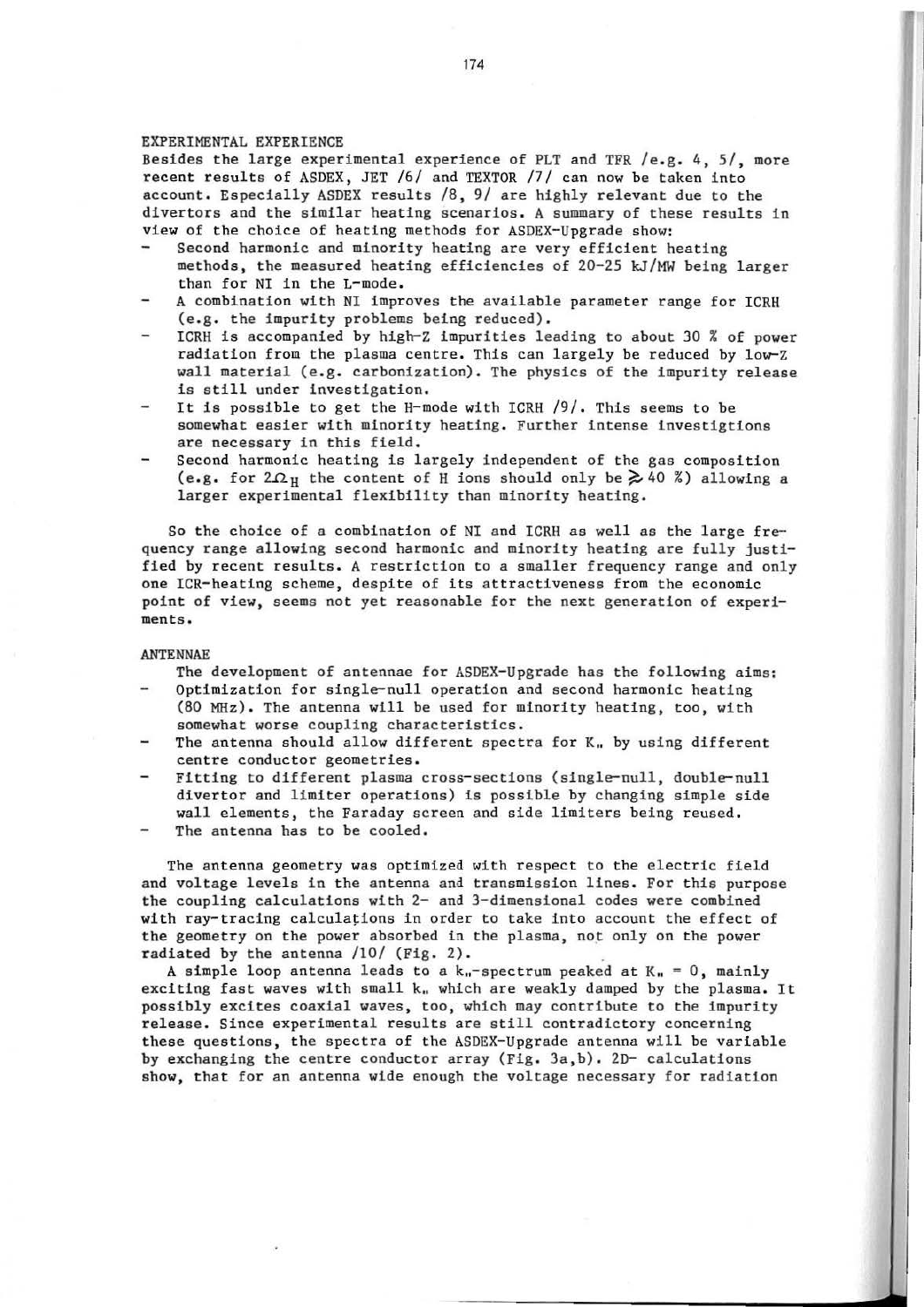## EXPERIMENTAL EXPERIENCE

Besides the large experimental experience of PLT and TFR /e.g. 4, 5/, more recent results of ASDEX, JET /6/ and TEXTOR /7/ can now be taken into account. Especially ASDEX results /8, 9/ are highly relevant due to the divertors and the similar heating scenarios. A summary of these results in view of the choice of heating methods for ASDEX-Upgrade show:

- Second harmonic and minority heating are very efficient heating methods, the measured heating efficiencies of 20-25 kJ/MW being larger than for NI in the L-mode.
- A combination with NI improves the available parameter range for ICRH (e.g. the impurity problems being reduced).
- ICRH is accompanied by high-Z impurities leading to about 30 % of power radiation from the plasma centre. This can largely be reduced by low-Z wall material (e.g. carbonization). The physics of the impurity release is still under investigation.
- It is possible to get the H-mode with ICRH /9/. This seems to be somewhat easier with minority heating. Further intense investigtions are necessary in this field.
- Second harmonic heating is largely independent of the gas composition (e.g. for $2\Omega_H$ the content of H ions should only be $\gtrsim 40$ %) allowing a larger experimental flexibility than minority heating.

So the choice of a combination of NI and ICRH as well as the large frequency range allowing second harmonic and minority heating are fully justified by recent results. A restriction to a smaller frequency range and only one ICR-heating scheme, despite of its attractiveness from the economic point of view, seems not yet reasonable for the next generation of experiments.

## ANTENNAE

The development of antennae for ASDEX-Upgrade has the following aims:

- Optimization for single-null operation and second harmonic heating (80 MHz). The antenna will be used for minority heating, too, with somewhat worse coupling characteristics.
- The antenna should allow different spectra for $K_\parallel$ by using different centre conductor geometries.
- Fitting to different plasma cross-sections (single-null, double-null divertor and limiter operations) is possible by changing simple side wall elements, the Faraday screen and side limiters being reused.
- The antenna has to be cooled.

The antenna geometry was optimized with respect to the electric field and voltage levels in the antenna and transmission lines. For this purpose the coupling calculations with 2- and 3-dimensional codes were combined with ray-tracing calculations in order to take into account the effect of the geometry on the power absorbed in the plasma, not only on the power radiated by the antenna /10/ (Fig. 2).

A simple loop antenna leads to a $k_\parallel$-spectrum peaked at $K_\parallel = 0$, mainly exciting fast waves with small $k_\parallel$ which are weakly damped by the plasma. It possibly excites coaxial waves, too, which may contribute to the impurity release. Since experimental results are still contradictory concerning these questions, the spectra of the ASDEX-Upgrade antenna will be variable by exchanging the centre conductor array (Fig. 3a,b). 2D- calculations show, that for an antenna wide enough the voltage necessary for radiation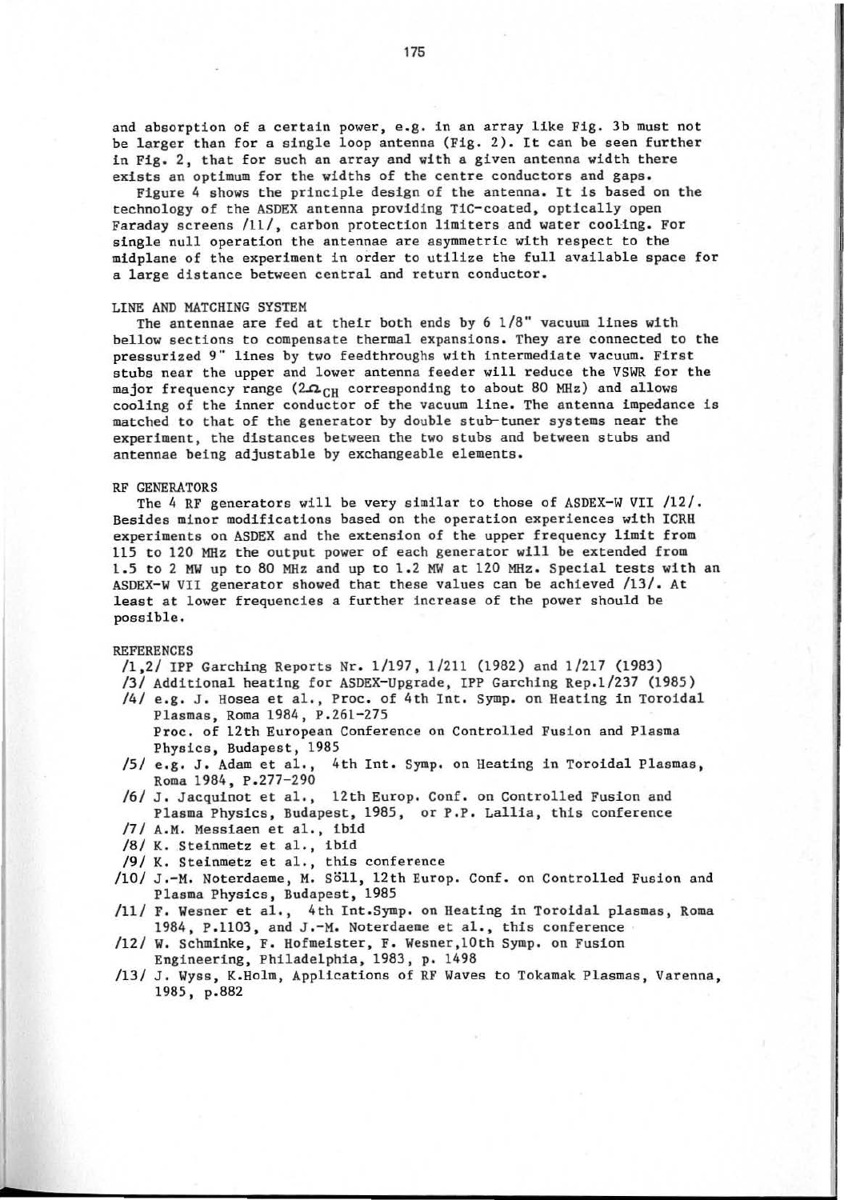and absorption of a certain power, e.g. in an array like Fig. 3b must not be larger than for a single loop antenna (Fig. 2). It can be seen further in Fig. 2, that for such an array and with a given antenna width there exists an optimum for the widths of the centre conductors and gaps.

Figure 4 shows the principle design of the antenna. It is based on the technology of the ASDEX antenna providing TiC-coated, optically open Faraday screens /11/, carbon protection limiters and water cooling. For single null operation the antennae are asymmetric with respect to the midplane of the experiment in order to utilize the full available space for a large distance between central and return conductor.

## LINE AND MATCHING SYSTEM

The antennae are fed at their both ends by 6 1/8" vacuum lines with bellow sections to compensate thermal expansions. They are connected to the pressurized 9" lines by two feedthroughs with intermediate vacuum. First stubs near the upper and lower antenna feeder will reduce the VSWR for the major frequency range ($2\Omega_{CH}$ corresponding to about 80 MHz) and allows cooling of the inner conductor of the vacuum line. The antenna impedance is matched to that of the generator by double stub-tuner systems near the experiment, the distances between the two stubs and between stubs and antennae being adjustable by exchangeable elements.

## RF GENERATORS

The 4 RF generators will be very similar to those of ASDEX-W VII /12/. Besides minor modifications based on the operation experiences with ICRH experiments on ASDEX and the extension of the upper frequency limit from 115 to 120 MHz the output power of each generator will be extended from 1.5 to 2 MW up to 80 MHz and up to 1.2 MW at 120 MHz. Special tests with an ASDEX-W VII generator showed that these values can be achieved /13/. At least at lower frequencies a further increase of the power should be possible.

## REFERENCES

/1,2/ IPP Garching Reports Nr. 1/197, 1/211 (1982) and 1/217 (1983)
/3/ Additional heating for ASDEX-Upgrade, IPP Garching Rep.1/237 (1985)
/4/ e.g. J. Hosea et al., Proc. of 4th Int. Symp. on Heating in Toroidal Plasmas, Roma 1984, P.261-275
Proc. of 12th European Conference on Controlled Fusion and Plasma Physics, Budapest, 1985
/5/ e.g. J. Adam et al., 4th Int. Symp. on Heating in Toroidal Plasmas, Roma 1984, P.277-290
/6/ J. Jacquinot et al., 12th Europ. Conf. on Controlled Fusion and Plasma Physics, Budapest, 1985, or P.P. Lallia, this conference
/7/ A.M. Messiaen et al., ibid
/8/ K. Steinmetz et al., ibid
/9/ K. Steinmetz et al., this conference
/10/ J.-M. Noterdaeme, M. Söll, 12th Europ. Conf. on Controlled Fusion and Plasma Physics, Budapest, 1985
/11/ F. Wesner et al., 4th Int.Symp. on Heating in Toroidal plasmas, Roma 1984, P.1103, and J.-M. Noterdaeme et al., this conference
/12/ W. Schminke, F. Hofmeister, F. Wesner,10th Symp. on Fusion Engineering, Philadelphia, 1983, p. 1498
/13/ J. Wyss, K.Holm, Applications of RF Waves to Tokamak Plasmas, Varenna, 1985, p.882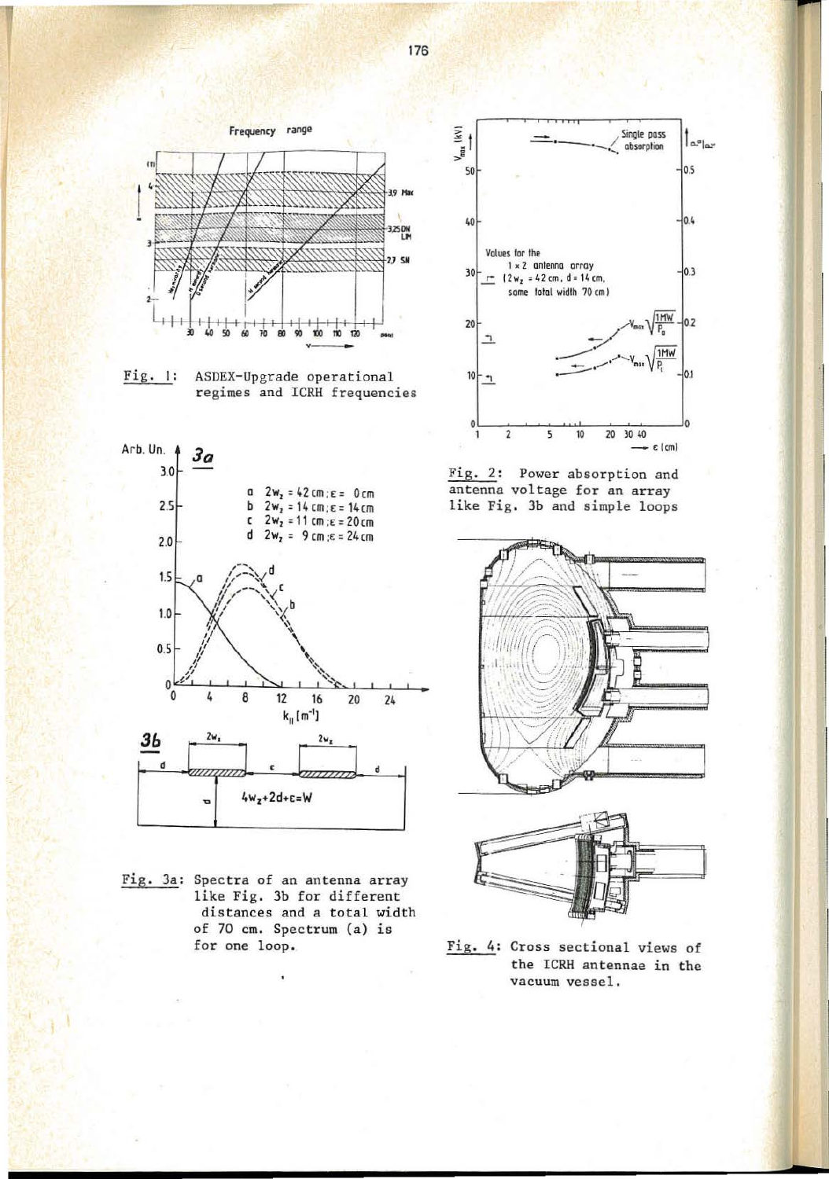Frequency range

[T]

3.9 Max

3.25 DN LH

2.7 SN

30 40 50 60 70 80 90 100 110 120 [MHz]

Fig. 1: ASDEX-Upgrade operational regimes and ICRH frequencies

$V_{max}$ [kV]

Single pass absorption

Values for the 1 × 2 antenna array ($2w_z$ = 42 cm, d = 14 cm, same total width 70 cm)

$V_{max}\sqrt{\frac{1MW}{P_a}}$

$V_{max}\sqrt{\frac{1MW}{P_i}}$

$\varepsilon$ [cm]

Fig. 2: Power absorption and antenna voltage for an array like Fig. 3b and simple loops

Arb. Un.

3a

a $2w_z$ = 42 cm; $\varepsilon$ = 0 cm
b $2w_z$ = 14 cm; $\varepsilon$ = 14 cm
c $2w_z$ = 11 cm; $\varepsilon$ = 20 cm
d $2w_z$ = 9 cm; $\varepsilon$ = 24 cm

$k_{\parallel}$ [$m^{-1}$]

3b

$4w_z+2d+\varepsilon=W$

Fig. 3a: Spectra of an antenna array like Fig. 3b for different distances and a total width of 70 cm. Spectrum (a) is for one loop.

Fig. 4: Cross sectional views of the ICRH antennae in the vacuum vessel.